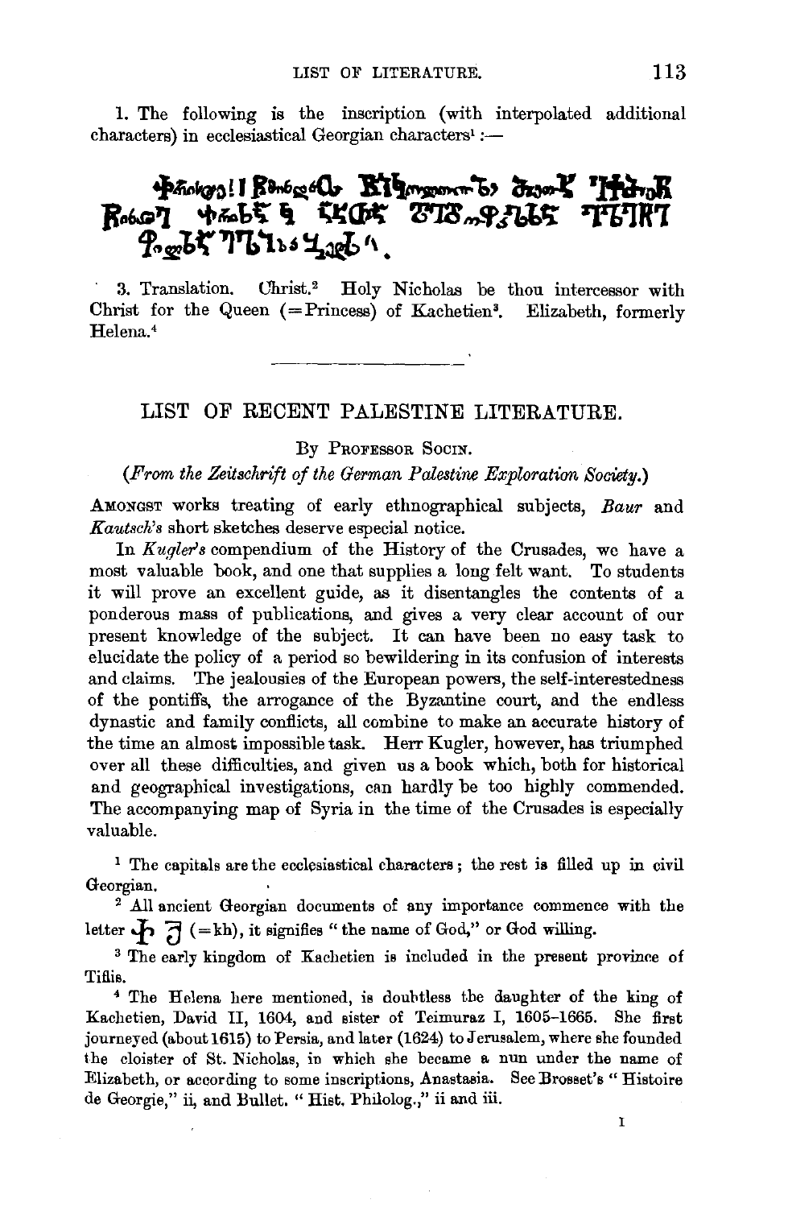1. The following is the inscription (with interpolated additional characters) in ecclesiastical Georgian characters[1] :—

3. Translation. Christ.[2] Holy Nicholas be thou intercessor with Christ for the Queen (=Princess) of Kachetien[3]. Elizabeth, formerly Helena.[4]

---

## LIST OF RECENT PALESTINE LITERATURE.

By Professor Socin.

*(From the Zeitschrift of the German Palestine Exploration Society.)*

Amongst works treating of early ethnographical subjects, *Baur* and *Kautsch's* short sketches deserve especial notice.

In *Kugler's* compendium of the History of the Crusades, we have a most valuable book, and one that supplies a long felt want. To students it will prove an excellent guide, as it disentangles the contents of a ponderous mass of publications, and gives a very clear account of our present knowledge of the subject. It can have been no easy task to elucidate the policy of a period so bewildering in its confusion of interests and claims. The jealousies of the European powers, the self-interestedness of the pontiffs, the arrogance of the Byzantine court, and the endless dynastic and family conflicts, all combine to make an accurate history of the time an almost impossible task. Herr Kugler, however, has triumphed over all these difficulties, and given us a book which, both for historical and geographical investigations, can hardly be too highly commended. The accompanying map of Syria in the time of the Crusades is especially valuable.

[1] The capitals are the ecclesiastical characters; the rest is filled up in civil Georgian.

[2] All ancient Georgian documents of any importance commence with the letter Ⴕ ქ (=kh), it signifies "the name of God," or God willing.

[3] The early kingdom of Kachetien is included in the present province of Tiflis.

[4] The Helena here mentioned, is doubtless the daughter of the king of Kachetien, David II, 1604, and sister of Teimuraz I, 1605–1665. She first journeyed (about 1615) to Persia, and later (1624) to Jerusalem, where she founded the cloister of St. Nicholas, in which she became a nun under the name of Elizabeth, or according to some inscriptions, Anastasia. See Brosset's "Histoire de Georgie," ii, and Bullet. "Hist. Philolog.," ii and iii.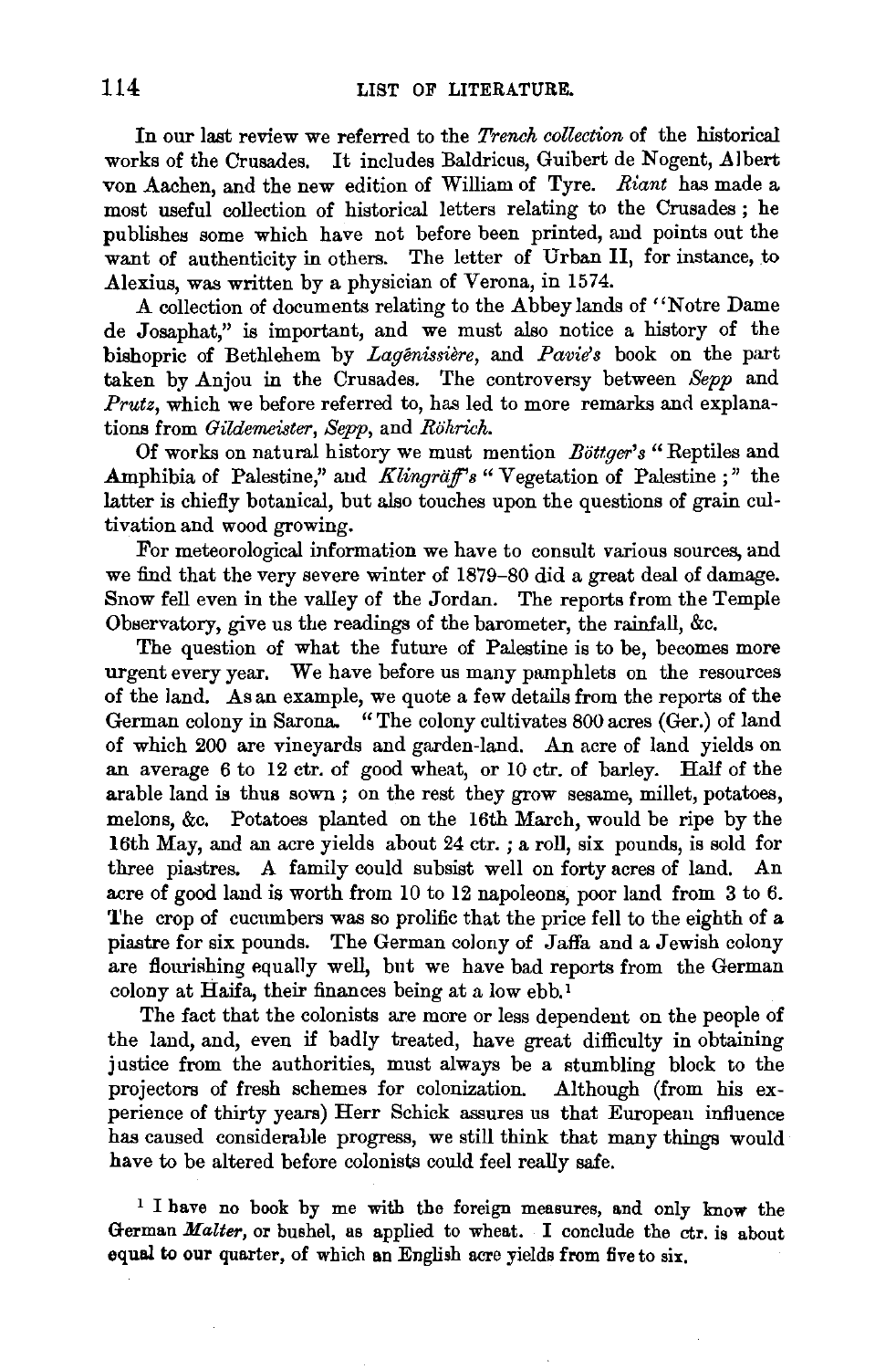In our last review we referred to the *Trench collection* of the historical works of the Crusades. It includes Baldricus, Guibert de Nogent, Albert von Aachen, and the new edition of William of Tyre. *Riant* has made a most useful collection of historical letters relating to the Crusades; he publishes some which have not before been printed, and points out the want of authenticity in others. The letter of Urban II, for instance, to Alexius, was written by a physician of Verona, in 1574.

A collection of documents relating to the Abbey lands of "Notre Dame de Josaphat," is important, and we must also notice a history of the bishopric of Bethlehem by *Lagênissière*, and *Pavie's* book on the part taken by Anjou in the Crusades. The controversy between *Sepp* and *Prutz*, which we before referred to, has led to more remarks and explanations from *Gildemeister*, *Sepp*, and *Röhrich*.

Of works on natural history we must mention *Böttger's* "Reptiles and Amphibia of Palestine," and *Klingräff's* "Vegetation of Palestine;" the latter is chiefly botanical, but also touches upon the questions of grain cultivation and wood growing.

For meteorological information we have to consult various sources, and we find that the very severe winter of 1879–80 did a great deal of damage. Snow fell even in the valley of the Jordan. The reports from the Temple Observatory, give us the readings of the barometer, the rainfall, &c.

The question of what the future of Palestine is to be, becomes more urgent every year. We have before us many pamphlets on the resources of the land. As an example, we quote a few details from the reports of the German colony in Sarona. "The colony cultivates 800 acres (Ger.) of land of which 200 are vineyards and garden-land. An acre of land yields on an average 6 to 12 ctr. of good wheat, or 10 ctr. of barley. Half of the arable land is thus sown; on the rest they grow sesame, millet, potatoes, melons, &c. Potatoes planted on the 16th March, would be ripe by the 16th May, and an acre yields about 24 ctr.; a roll, six pounds, is sold for three piastres. A family could subsist well on forty acres of land. An acre of good land is worth from 10 to 12 napoleons, poor land from 3 to 6. The crop of cucumbers was so prolific that the price fell to the eighth of a piastre for six pounds. The German colony of Jaffa and a Jewish colony are flourishing equally well, but we have bad reports from the German colony at Haifa, their finances being at a low ebb.[1]

The fact that the colonists are more or less dependent on the people of the land, and, even if badly treated, have great difficulty in obtaining justice from the authorities, must always be a stumbling block to the projectors of fresh schemes for colonization. Although (from his experience of thirty years) Herr Schick assures us that European influence has caused considerable progress, we still think that many things would have to be altered before colonists could feel really safe.

[1] I have no book by me with the foreign measures, and only know the German *Malter*, or bushel, as applied to wheat. I conclude the ctr. is about equal to our quarter, of which an English acre yields from five to six.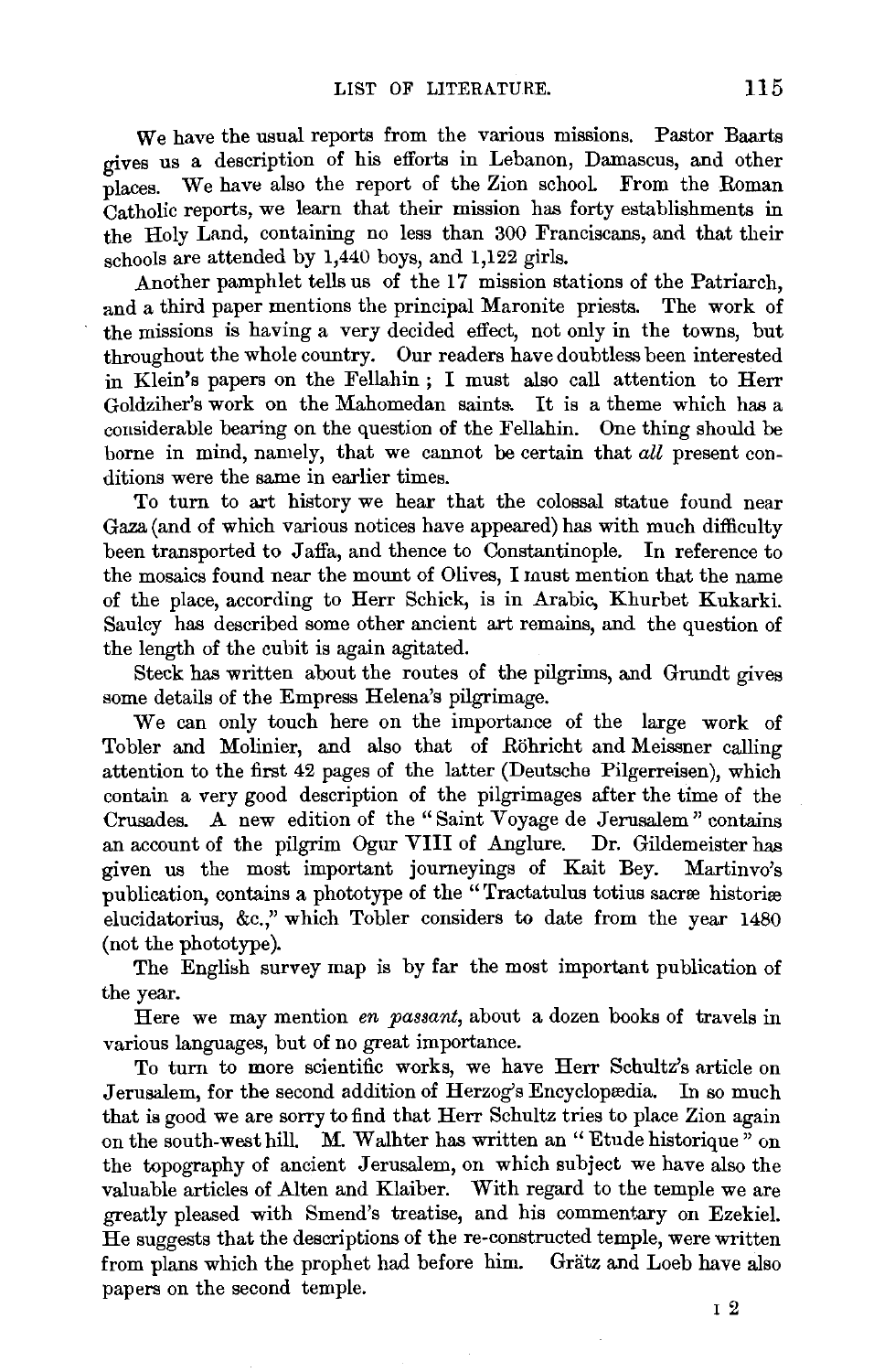We have the usual reports from the various missions. Pastor Baarts gives us a description of his efforts in Lebanon, Damascus, and other places. We have also the report of the Zion school. From the Roman Catholic reports, we learn that their mission has forty establishments in the Holy Land, containing no less than 300 Franciscans, and that their schools are attended by 1,440 boys, and 1,122 girls.

Another pamphlet tells us of the 17 mission stations of the Patriarch, and a third paper mentions the principal Maronite priests. The work of the missions is having a very decided effect, not only in the towns, but throughout the whole country. Our readers have doubtless been interested in Klein's papers on the Fellahin; I must also call attention to Herr Goldziher's work on the Mahomedan saints. It is a theme which has a considerable bearing on the question of the Fellahin. One thing should be borne in mind, namely, that we cannot be certain that *all* present conditions were the same in earlier times.

To turn to art history we hear that the colossal statue found near Gaza (and of which various notices have appeared) has with much difficulty been transported to Jaffa, and thence to Constantinople. In reference to the mosaics found near the mount of Olives, I must mention that the name of the place, according to Herr Schick, is in Arabic, Khurbet Kukarki. Saulcy has described some other ancient art remains, and the question of the length of the cubit is again agitated.

Steck has written about the routes of the pilgrims, and Grundt gives some details of the Empress Helena's pilgrimage.

We can only touch here on the importance of the large work of Tobler and Molinier, and also that of Röhricht and Meissner calling attention to the first 42 pages of the latter (Deutsche Pilgerreisen), which contain a very good description of the pilgrimages after the time of the Crusades. A new edition of the "Saint Voyage de Jerusalem" contains an account of the pilgrim Ogur VIII of Anglure. Dr. Gildemeister has given us the most important journeyings of Kait Bey. Martinvo's publication, contains a phototype of the "Tractatulus totius sacræ historiæ elucidatorius, &c.," which Tobler considers to date from the year 1480 (not the phototype).

The English survey map is by far the most important publication of the year.

Here we may mention *en passant*, about a dozen books of travels in various languages, but of no great importance.

To turn to more scientific works, we have Herr Schultz's article on Jerusalem, for the second addition of Herzog's Encyclopædia. In so much that is good we are sorry to find that Herr Schultz tries to place Zion again on the south-west hill. M. Walhter has written an "Etude historique" on the topography of ancient Jerusalem, on which subject we have also the valuable articles of Alten and Klaiber. With regard to the temple we are greatly pleased with Smend's treatise, and his commentary on Ezekiel. He suggests that the descriptions of the re-constructed temple, were written from plans which the prophet had before him. Grätz and Loeb have also papers on the second temple.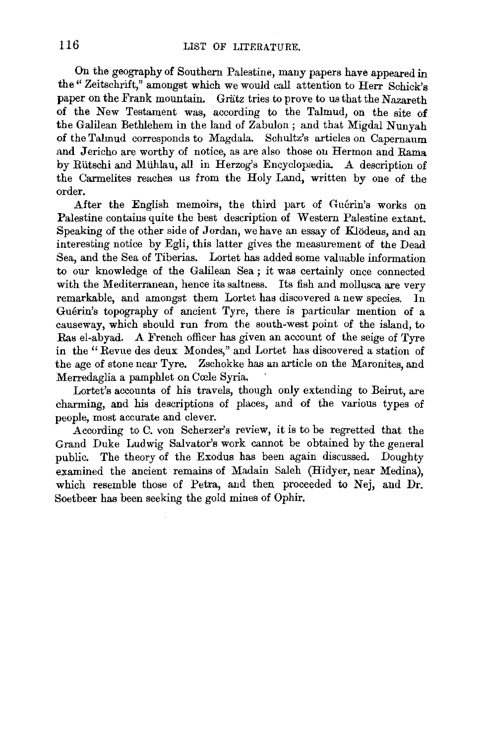On the geography of Southern Palestine, many papers have appeared in the "Zeitschrift," amongst which we would call attention to Herr Schick's paper on the Frank mountain. Grätz tries to prove to us that the Nazareth of the New Testament was, according to the Talmud, on the site of the Galilean Bethlehem in the land of Zabulon; and that Migdal Nunyah of the Talmud corresponds to Magdala. Schultz's articles on Capernaum and Jericho are worthy of notice, as are also those on Hermon and Rama by Rütschi and Mühlau, all in Herzog's Encyclopædia. A description of the Carmelites reaches us from the Holy Land, written by one of the order.

After the English memoirs, the third part of Guérin's works on Palestine contains quite the best description of Western Palestine extant. Speaking of the other side of Jordan, we have an essay of Klödeus, and an interesting notice by Egli, this latter gives the measurement of the Dead Sea, and the Sea of Tiberias. Lortet has added some valuable information to our knowledge of the Galilean Sea; it was certainly once connected with the Mediterranean, hence its saltness. Its fish and mollusca are very remarkable, and amongst them Lortet has discovered a new species. In Guérin's topography of ancient Tyre, there is particular mention of a causeway, which should run from the south-west point of the island, to Ras el-abyad. A French officer has given an account of the seige of Tyre in the "Revue des deux Mondes," and Lortet has discovered a station of the age of stone near Tyre. Zschokke has an article on the Maronites, and Merredaglia a pamphlet on Cœle Syria.

Lortet's accounts of his travels, though only extending to Beirut, are charming, and his descriptions of places, and of the various types of people, most accurate and clever.

According to C. von Scherzer's review, it is to be regretted that the Grand Duke Ludwig Salvator's work cannot be obtained by the general public. The theory of the Exodus has been again discussed. Doughty examined the ancient remains of Madain Saleh (Hidyer, near Medina), which resemble those of Petra, and then proceeded to Nej, and Dr. Soetbeer has been seeking the gold mines of Ophir.